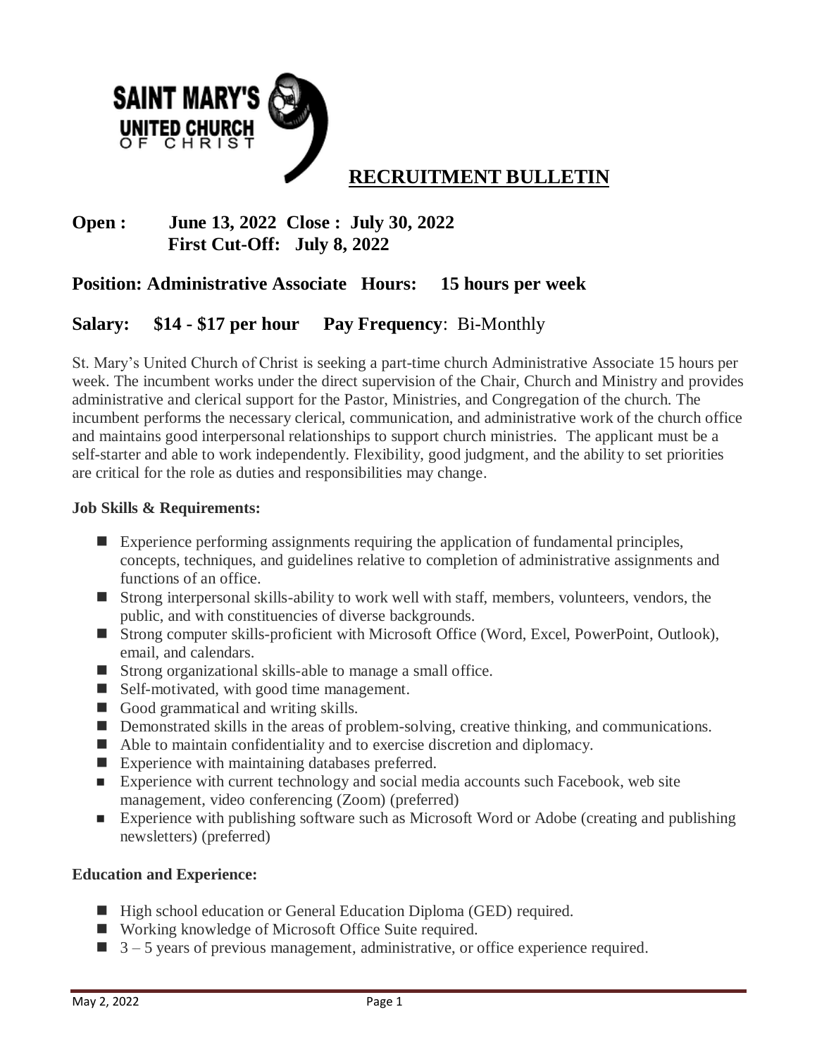SAINT MARY'S UNITED CHURCH OF CHRIST

# RECRUITMENT BULLETIN

**Open : June 13, 2022 Close : July 30, 2022**
**First Cut-Off: July 8, 2022**

## Position: Administrative Associate Hours: 15 hours per week

## Salary: $14 - $17 per hour Pay Frequency: Bi-Monthly

St. Mary's United Church of Christ is seeking a part-time church Administrative Associate 15 hours per week. The incumbent works under the direct supervision of the Chair, Church and Ministry and provides administrative and clerical support for the Pastor, Ministries, and Congregation of the church. The incumbent performs the necessary clerical, communication, and administrative work of the church office and maintains good interpersonal relationships to support church ministries. The applicant must be a self-starter and able to work independently. Flexibility, good judgment, and the ability to set priorities are critical for the role as duties and responsibilities may change.

**Job Skills & Requirements:**

- Experience performing assignments requiring the application of fundamental principles, concepts, techniques, and guidelines relative to completion of administrative assignments and functions of an office.
- Strong interpersonal skills-ability to work well with staff, members, volunteers, vendors, the public, and with constituencies of diverse backgrounds.
- Strong computer skills-proficient with Microsoft Office (Word, Excel, PowerPoint, Outlook), email, and calendars.
- Strong organizational skills-able to manage a small office.
- Self-motivated, with good time management.
- Good grammatical and writing skills.
- Demonstrated skills in the areas of problem-solving, creative thinking, and communications.
- Able to maintain confidentiality and to exercise discretion and diplomacy.
- Experience with maintaining databases preferred.
- Experience with current technology and social media accounts such Facebook, web site management, video conferencing (Zoom) (preferred)
- Experience with publishing software such as Microsoft Word or Adobe (creating and publishing newsletters) (preferred)

**Education and Experience:**

- High school education or General Education Diploma (GED) required.
- Working knowledge of Microsoft Office Suite required.
- 3 – 5 years of previous management, administrative, or office experience required.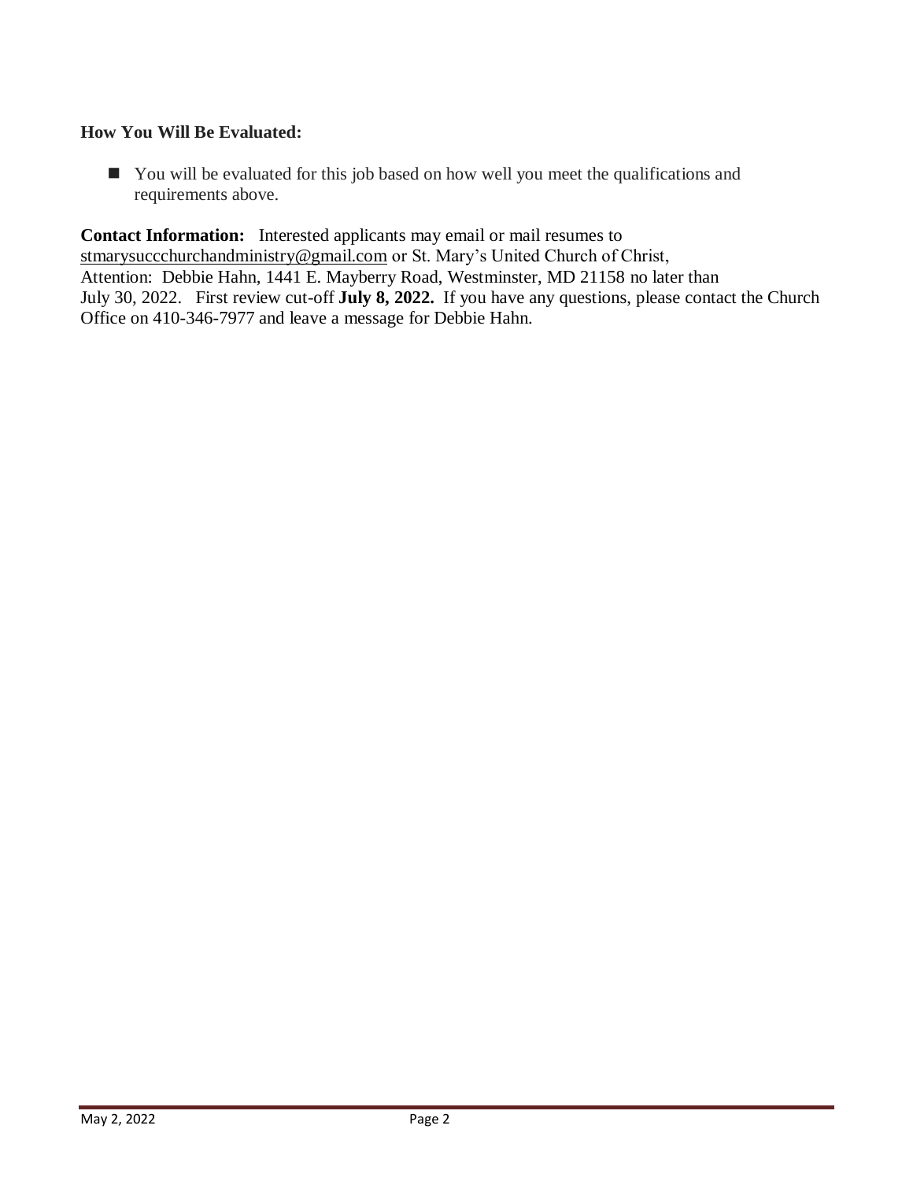**How You Will Be Evaluated:**

- You will be evaluated for this job based on how well you meet the qualifications and requirements above.

**Contact Information:** Interested applicants may email or mail resumes to stmarysuccchurchandministry@gmail.com or St. Mary's United Church of Christ, Attention: Debbie Hahn, 1441 E. Mayberry Road, Westminster, MD 21158 no later than July 30, 2022. First review cut-off **July 8, 2022.** If you have any questions, please contact the Church Office on 410-346-7977 and leave a message for Debbie Hahn.